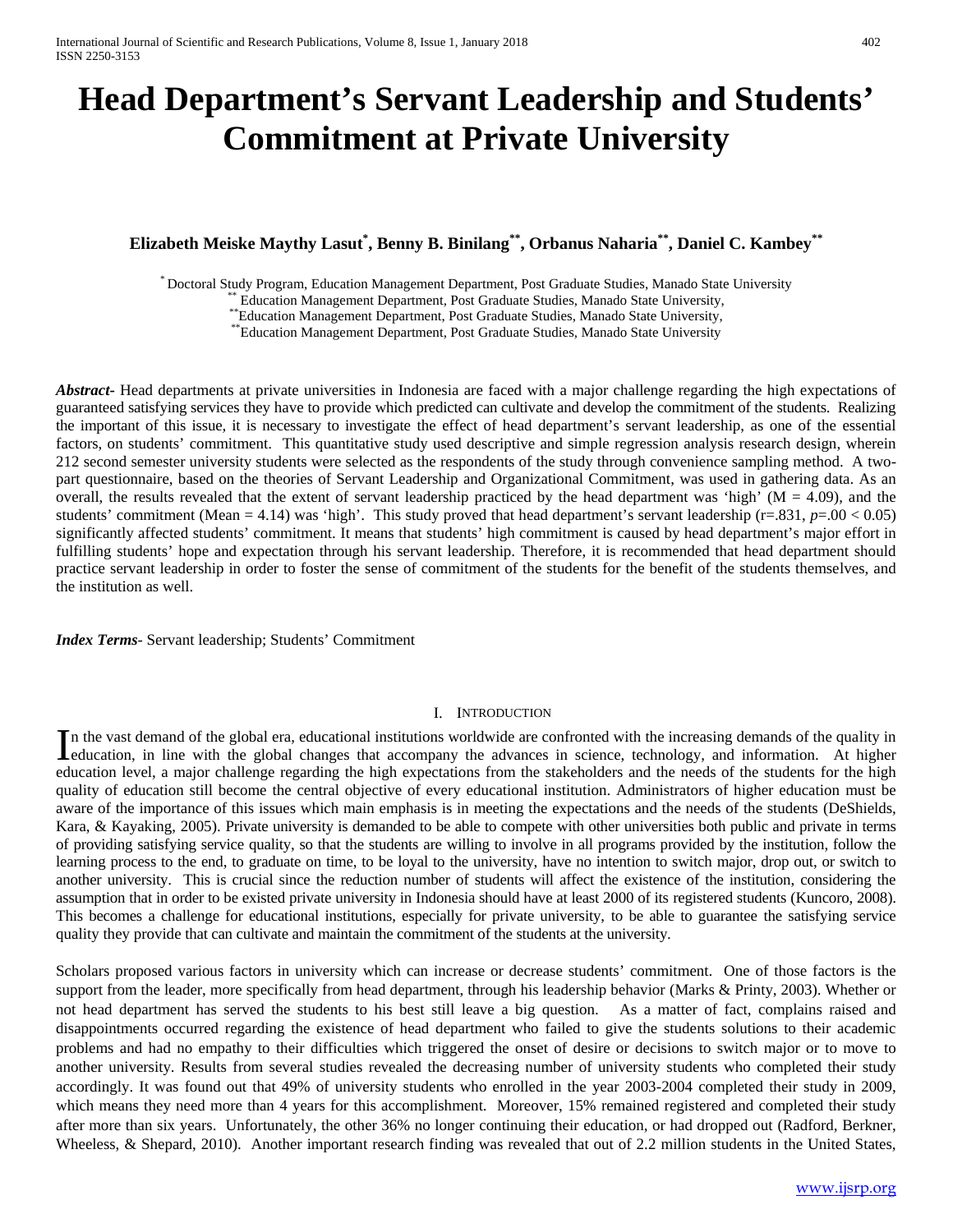# Head Department's Servant Leadership and Students' Commitment at Private University

**Elizabeth Meiske Maythy Lasut[*], Benny B. Binilang[**], Orbanus Naharia[**], Daniel C. Kambey[**]**

[*] Doctoral Study Program, Education Management Department, Post Graduate Studies, Manado State University
[**] Education Management Department, Post Graduate Studies, Manado State University,
[**]Education Management Department, Post Graduate Studies, Manado State University,
[**]Education Management Department, Post Graduate Studies, Manado State University

***Abstract***- Head departments at private universities in Indonesia are faced with a major challenge regarding the high expectations of guaranteed satisfying services they have to provide which predicted can cultivate and develop the commitment of the students. Realizing the important of this issue, it is necessary to investigate the effect of head department's servant leadership, as one of the essential factors, on students' commitment. This quantitative study used descriptive and simple regression analysis research design, wherein 212 second semester university students were selected as the respondents of the study through convenience sampling method. A two-part questionnaire, based on the theories of Servant Leadership and Organizational Commitment, was used in gathering data. As an overall, the results revealed that the extent of servant leadership practiced by the head department was 'high' ($M = 4.09$), and the students' commitment (Mean = 4.14) was 'high'. This study proved that head department's servant leadership ($r=.831$, $p=.00 < 0.05$) significantly affected students' commitment. It means that students' high commitment is caused by head department's major effort in fulfilling students' hope and expectation through his servant leadership. Therefore, it is recommended that head department should practice servant leadership in order to foster the sense of commitment of the students for the benefit of the students themselves, and the institution as well.

***Index Terms***- Servant leadership; Students' Commitment

## I. Introduction

In the vast demand of the global era, educational institutions worldwide are confronted with the increasing demands of the quality in education, in line with the global changes that accompany the advances in science, technology, and information. At higher education level, a major challenge regarding the high expectations from the stakeholders and the needs of the students for the high quality of education still become the central objective of every educational institution. Administrators of higher education must be aware of the importance of this issues which main emphasis is in meeting the expectations and the needs of the students (DeShields, Kara, & Kayaking, 2005). Private university is demanded to be able to compete with other universities both public and private in terms of providing satisfying service quality, so that the students are willing to involve in all programs provided by the institution, follow the learning process to the end, to graduate on time, to be loyal to the university, have no intention to switch major, drop out, or switch to another university. This is crucial since the reduction number of students will affect the existence of the institution, considering the assumption that in order to be existed private university in Indonesia should have at least 2000 of its registered students (Kuncoro, 2008). This becomes a challenge for educational institutions, especially for private university, to be able to guarantee the satisfying service quality they provide that can cultivate and maintain the commitment of the students at the university.

Scholars proposed various factors in university which can increase or decrease students' commitment. One of those factors is the support from the leader, more specifically from head department, through his leadership behavior (Marks & Printy, 2003). Whether or not head department has served the students to his best still leave a big question. As a matter of fact, complains raised and disappointments occurred regarding the existence of head department who failed to give the students solutions to their academic problems and had no empathy to their difficulties which triggered the onset of desire or decisions to switch major or to move to another university. Results from several studies revealed the decreasing number of university students who completed their study accordingly. It was found out that 49% of university students who enrolled in the year 2003-2004 completed their study in 2009, which means they need more than 4 years for this accomplishment. Moreover, 15% remained registered and completed their study after more than six years. Unfortunately, the other 36% no longer continuing their education, or had dropped out (Radford, Berkner, Wheeless, & Shepard, 2010). Another important research finding was revealed that out of 2.2 million students in the United States,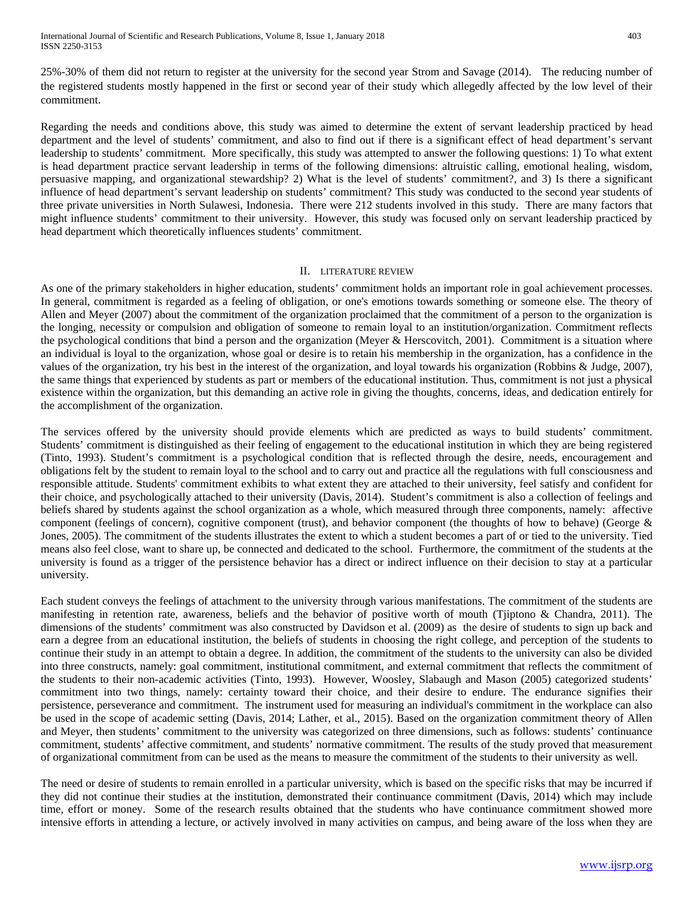25%-30% of them did not return to register at the university for the second year Strom and Savage (2014). The reducing number of the registered students mostly happened in the first or second year of their study which allegedly affected by the low level of their commitment.

Regarding the needs and conditions above, this study was aimed to determine the extent of servant leadership practiced by head department and the level of students' commitment, and also to find out if there is a significant effect of head department's servant leadership to students' commitment. More specifically, this study was attempted to answer the following questions: 1) To what extent is head department practice servant leadership in terms of the following dimensions: altruistic calling, emotional healing, wisdom, persuasive mapping, and organizational stewardship? 2) What is the level of students' commitment?, and 3) Is there a significant influence of head department's servant leadership on students' commitment? This study was conducted to the second year students of three private universities in North Sulawesi, Indonesia. There were 212 students involved in this study. There are many factors that might influence students' commitment to their university. However, this study was focused only on servant leadership practiced by head department which theoretically influences students' commitment.

## II. LITERATURE REVIEW

As one of the primary stakeholders in higher education, students' commitment holds an important role in goal achievement processes. In general, commitment is regarded as a feeling of obligation, or one's emotions towards something or someone else. The theory of Allen and Meyer (2007) about the commitment of the organization proclaimed that the commitment of a person to the organization is the longing, necessity or compulsion and obligation of someone to remain loyal to an institution/organization. Commitment reflects the psychological conditions that bind a person and the organization (Meyer & Herscovitch, 2001). Commitment is a situation where an individual is loyal to the organization, whose goal or desire is to retain his membership in the organization, has a confidence in the values of the organization, try his best in the interest of the organization, and loyal towards his organization (Robbins & Judge, 2007), the same things that experienced by students as part or members of the educational institution. Thus, commitment is not just a physical existence within the organization, but this demanding an active role in giving the thoughts, concerns, ideas, and dedication entirely for the accomplishment of the organization.

The services offered by the university should provide elements which are predicted as ways to build students' commitment. Students' commitment is distinguished as their feeling of engagement to the educational institution in which they are being registered (Tinto, 1993). Student's commitment is a psychological condition that is reflected through the desire, needs, encouragement and obligations felt by the student to remain loyal to the school and to carry out and practice all the regulations with full consciousness and responsible attitude. Students' commitment exhibits to what extent they are attached to their university, feel satisfy and confident for their choice, and psychologically attached to their university (Davis, 2014). Student's commitment is also a collection of feelings and beliefs shared by students against the school organization as a whole, which measured through three components, namely: affective component (feelings of concern), cognitive component (trust), and behavior component (the thoughts of how to behave) (George & Jones, 2005). The commitment of the students illustrates the extent to which a student becomes a part of or tied to the university. Tied means also feel close, want to share up, be connected and dedicated to the school. Furthermore, the commitment of the students at the university is found as a trigger of the persistence behavior has a direct or indirect influence on their decision to stay at a particular university.

Each student conveys the feelings of attachment to the university through various manifestations. The commitment of the students are manifesting in retention rate, awareness, beliefs and the behavior of positive worth of mouth (Tjiptono & Chandra, 2011). The dimensions of the students' commitment was also constructed by Davidson et al. (2009) as the desire of students to sign up back and earn a degree from an educational institution, the beliefs of students in choosing the right college, and perception of the students to continue their study in an attempt to obtain a degree. In addition, the commitment of the students to the university can also be divided into three constructs, namely: goal commitment, institutional commitment, and external commitment that reflects the commitment of the students to their non-academic activities (Tinto, 1993). However, Woosley, Slabaugh and Mason (2005) categorized students' commitment into two things, namely: certainty toward their choice, and their desire to endure. The endurance signifies their persistence, perseverance and commitment. The instrument used for measuring an individual's commitment in the workplace can also be used in the scope of academic setting (Davis, 2014; Lather, et al., 2015). Based on the organization commitment theory of Allen and Meyer, then students' commitment to the university was categorized on three dimensions, such as follows: students' continuance commitment, students' affective commitment, and students' normative commitment. The results of the study proved that measurement of organizational commitment from can be used as the means to measure the commitment of the students to their university as well.

The need or desire of students to remain enrolled in a particular university, which is based on the specific risks that may be incurred if they did not continue their studies at the institution, demonstrated their continuance commitment (Davis, 2014) which may include time, effort or money. Some of the research results obtained that the students who have continuance commitment showed more intensive efforts in attending a lecture, or actively involved in many activities on campus, and being aware of the loss when they are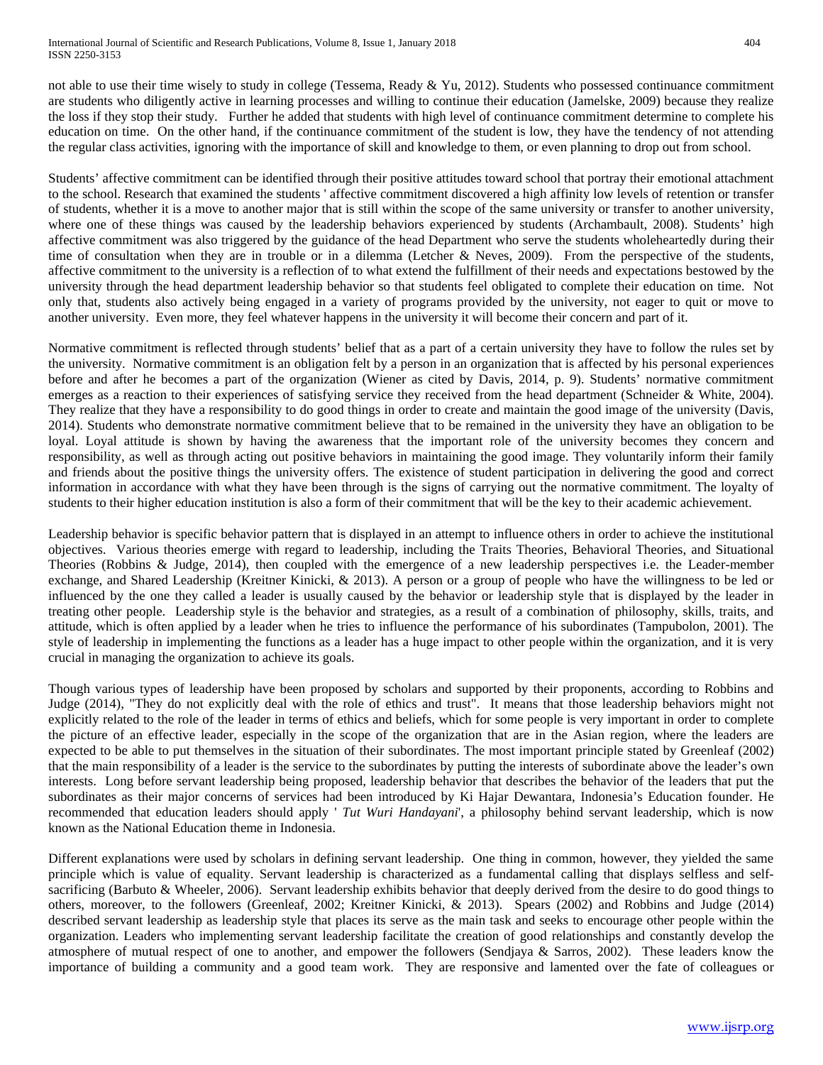not able to use their time wisely to study in college (Tessema, Ready & Yu, 2012). Students who possessed continuance commitment are students who diligently active in learning processes and willing to continue their education (Jamelske, 2009) because they realize the loss if they stop their study. Further he added that students with high level of continuance commitment determine to complete his education on time. On the other hand, if the continuance commitment of the student is low, they have the tendency of not attending the regular class activities, ignoring with the importance of skill and knowledge to them, or even planning to drop out from school.

Students' affective commitment can be identified through their positive attitudes toward school that portray their emotional attachment to the school. Research that examined the students ' affective commitment discovered a high affinity low levels of retention or transfer of students, whether it is a move to another major that is still within the scope of the same university or transfer to another university, where one of these things was caused by the leadership behaviors experienced by students (Archambault, 2008). Students' high affective commitment was also triggered by the guidance of the head Department who serve the students wholeheartedly during their time of consultation when they are in trouble or in a dilemma (Letcher & Neves, 2009). From the perspective of the students, affective commitment to the university is a reflection of to what extend the fulfillment of their needs and expectations bestowed by the university through the head department leadership behavior so that students feel obligated to complete their education on time. Not only that, students also actively being engaged in a variety of programs provided by the university, not eager to quit or move to another university. Even more, they feel whatever happens in the university it will become their concern and part of it.

Normative commitment is reflected through students' belief that as a part of a certain university they have to follow the rules set by the university. Normative commitment is an obligation felt by a person in an organization that is affected by his personal experiences before and after he becomes a part of the organization (Wiener as cited by Davis, 2014, p. 9). Students' normative commitment emerges as a reaction to their experiences of satisfying service they received from the head department (Schneider & White, 2004). They realize that they have a responsibility to do good things in order to create and maintain the good image of the university (Davis, 2014). Students who demonstrate normative commitment believe that to be remained in the university they have an obligation to be loyal. Loyal attitude is shown by having the awareness that the important role of the university becomes they concern and responsibility, as well as through acting out positive behaviors in maintaining the good image. They voluntarily inform their family and friends about the positive things the university offers. The existence of student participation in delivering the good and correct information in accordance with what they have been through is the signs of carrying out the normative commitment. The loyalty of students to their higher education institution is also a form of their commitment that will be the key to their academic achievement.

Leadership behavior is specific behavior pattern that is displayed in an attempt to influence others in order to achieve the institutional objectives. Various theories emerge with regard to leadership, including the Traits Theories, Behavioral Theories, and Situational Theories (Robbins & Judge, 2014), then coupled with the emergence of a new leadership perspectives i.e. the Leader-member exchange, and Shared Leadership (Kreitner Kinicki, & 2013). A person or a group of people who have the willingness to be led or influenced by the one they called a leader is usually caused by the behavior or leadership style that is displayed by the leader in treating other people. Leadership style is the behavior and strategies, as a result of a combination of philosophy, skills, traits, and attitude, which is often applied by a leader when he tries to influence the performance of his subordinates (Tampubolon, 2001). The style of leadership in implementing the functions as a leader has a huge impact to other people within the organization, and it is very crucial in managing the organization to achieve its goals.

Though various types of leadership have been proposed by scholars and supported by their proponents, according to Robbins and Judge (2014), "They do not explicitly deal with the role of ethics and trust". It means that those leadership behaviors might not explicitly related to the role of the leader in terms of ethics and beliefs, which for some people is very important in order to complete the picture of an effective leader, especially in the scope of the organization that are in the Asian region, where the leaders are expected to be able to put themselves in the situation of their subordinates. The most important principle stated by Greenleaf (2002) that the main responsibility of a leader is the service to the subordinates by putting the interests of subordinate above the leader's own interests. Long before servant leadership being proposed, leadership behavior that describes the behavior of the leaders that put the subordinates as their major concerns of services had been introduced by Ki Hajar Dewantara, Indonesia's Education founder. He recommended that education leaders should apply ' *Tut Wuri Handayani*', a philosophy behind servant leadership, which is now known as the National Education theme in Indonesia.

Different explanations were used by scholars in defining servant leadership. One thing in common, however, they yielded the same principle which is value of equality. Servant leadership is characterized as a fundamental calling that displays selfless and self-sacrificing (Barbuto & Wheeler, 2006). Servant leadership exhibits behavior that deeply derived from the desire to do good things to others, moreover, to the followers (Greenleaf, 2002; Kreitner Kinicki, & 2013). Spears (2002) and Robbins and Judge (2014) described servant leadership as leadership style that places its serve as the main task and seeks to encourage other people within the organization. Leaders who implementing servant leadership facilitate the creation of good relationships and constantly develop the atmosphere of mutual respect of one to another, and empower the followers (Sendjaya & Sarros, 2002). These leaders know the importance of building a community and a good team work. They are responsive and lamented over the fate of colleagues or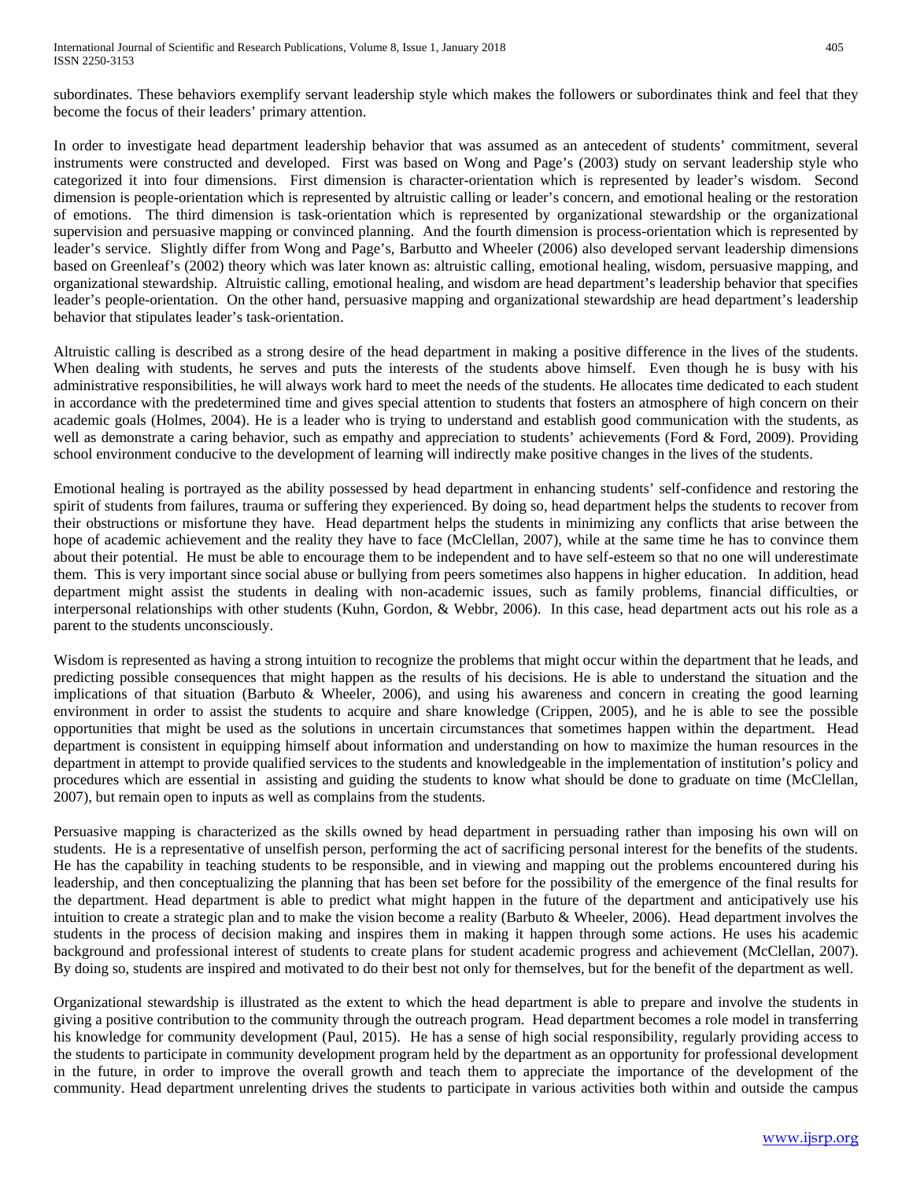subordinates. These behaviors exemplify servant leadership style which makes the followers or subordinates think and feel that they become the focus of their leaders' primary attention.

In order to investigate head department leadership behavior that was assumed as an antecedent of students' commitment, several instruments were constructed and developed. First was based on Wong and Page's (2003) study on servant leadership style who categorized it into four dimensions. First dimension is character-orientation which is represented by leader's wisdom. Second dimension is people-orientation which is represented by altruistic calling or leader's concern, and emotional healing or the restoration of emotions. The third dimension is task-orientation which is represented by organizational stewardship or the organizational supervision and persuasive mapping or convinced planning. And the fourth dimension is process-orientation which is represented by leader's service. Slightly differ from Wong and Page's, Barbutto and Wheeler (2006) also developed servant leadership dimensions based on Greenleaf's (2002) theory which was later known as: altruistic calling, emotional healing, wisdom, persuasive mapping, and organizational stewardship. Altruistic calling, emotional healing, and wisdom are head department's leadership behavior that specifies leader's people-orientation. On the other hand, persuasive mapping and organizational stewardship are head department's leadership behavior that stipulates leader's task-orientation.

Altruistic calling is described as a strong desire of the head department in making a positive difference in the lives of the students. When dealing with students, he serves and puts the interests of the students above himself. Even though he is busy with his administrative responsibilities, he will always work hard to meet the needs of the students. He allocates time dedicated to each student in accordance with the predetermined time and gives special attention to students that fosters an atmosphere of high concern on their academic goals (Holmes, 2004). He is a leader who is trying to understand and establish good communication with the students, as well as demonstrate a caring behavior, such as empathy and appreciation to students' achievements (Ford & Ford, 2009). Providing school environment conducive to the development of learning will indirectly make positive changes in the lives of the students.

Emotional healing is portrayed as the ability possessed by head department in enhancing students' self-confidence and restoring the spirit of students from failures, trauma or suffering they experienced. By doing so, head department helps the students to recover from their obstructions or misfortune they have. Head department helps the students in minimizing any conflicts that arise between the hope of academic achievement and the reality they have to face (McClellan, 2007), while at the same time he has to convince them about their potential. He must be able to encourage them to be independent and to have self-esteem so that no one will underestimate them. This is very important since social abuse or bullying from peers sometimes also happens in higher education. In addition, head department might assist the students in dealing with non-academic issues, such as family problems, financial difficulties, or interpersonal relationships with other students (Kuhn, Gordon, & Webbr, 2006). In this case, head department acts out his role as a parent to the students unconsciously.

Wisdom is represented as having a strong intuition to recognize the problems that might occur within the department that he leads, and predicting possible consequences that might happen as the results of his decisions. He is able to understand the situation and the implications of that situation (Barbuto & Wheeler, 2006), and using his awareness and concern in creating the good learning environment in order to assist the students to acquire and share knowledge (Crippen, 2005), and he is able to see the possible opportunities that might be used as the solutions in uncertain circumstances that sometimes happen within the department. Head department is consistent in equipping himself about information and understanding on how to maximize the human resources in the department in attempt to provide qualified services to the students and knowledgeable in the implementation of institution's policy and procedures which are essential in assisting and guiding the students to know what should be done to graduate on time (McClellan, 2007), but remain open to inputs as well as complains from the students.

Persuasive mapping is characterized as the skills owned by head department in persuading rather than imposing his own will on students. He is a representative of unselfish person, performing the act of sacrificing personal interest for the benefits of the students. He has the capability in teaching students to be responsible, and in viewing and mapping out the problems encountered during his leadership, and then conceptualizing the planning that has been set before for the possibility of the emergence of the final results for the department. Head department is able to predict what might happen in the future of the department and anticipatively use his intuition to create a strategic plan and to make the vision become a reality (Barbuto & Wheeler, 2006). Head department involves the students in the process of decision making and inspires them in making it happen through some actions. He uses his academic background and professional interest of students to create plans for student academic progress and achievement (McClellan, 2007). By doing so, students are inspired and motivated to do their best not only for themselves, but for the benefit of the department as well.

Organizational stewardship is illustrated as the extent to which the head department is able to prepare and involve the students in giving a positive contribution to the community through the outreach program. Head department becomes a role model in transferring his knowledge for community development (Paul, 2015). He has a sense of high social responsibility, regularly providing access to the students to participate in community development program held by the department as an opportunity for professional development in the future, in order to improve the overall growth and teach them to appreciate the importance of the development of the community. Head department unrelenting drives the students to participate in various activities both within and outside the campus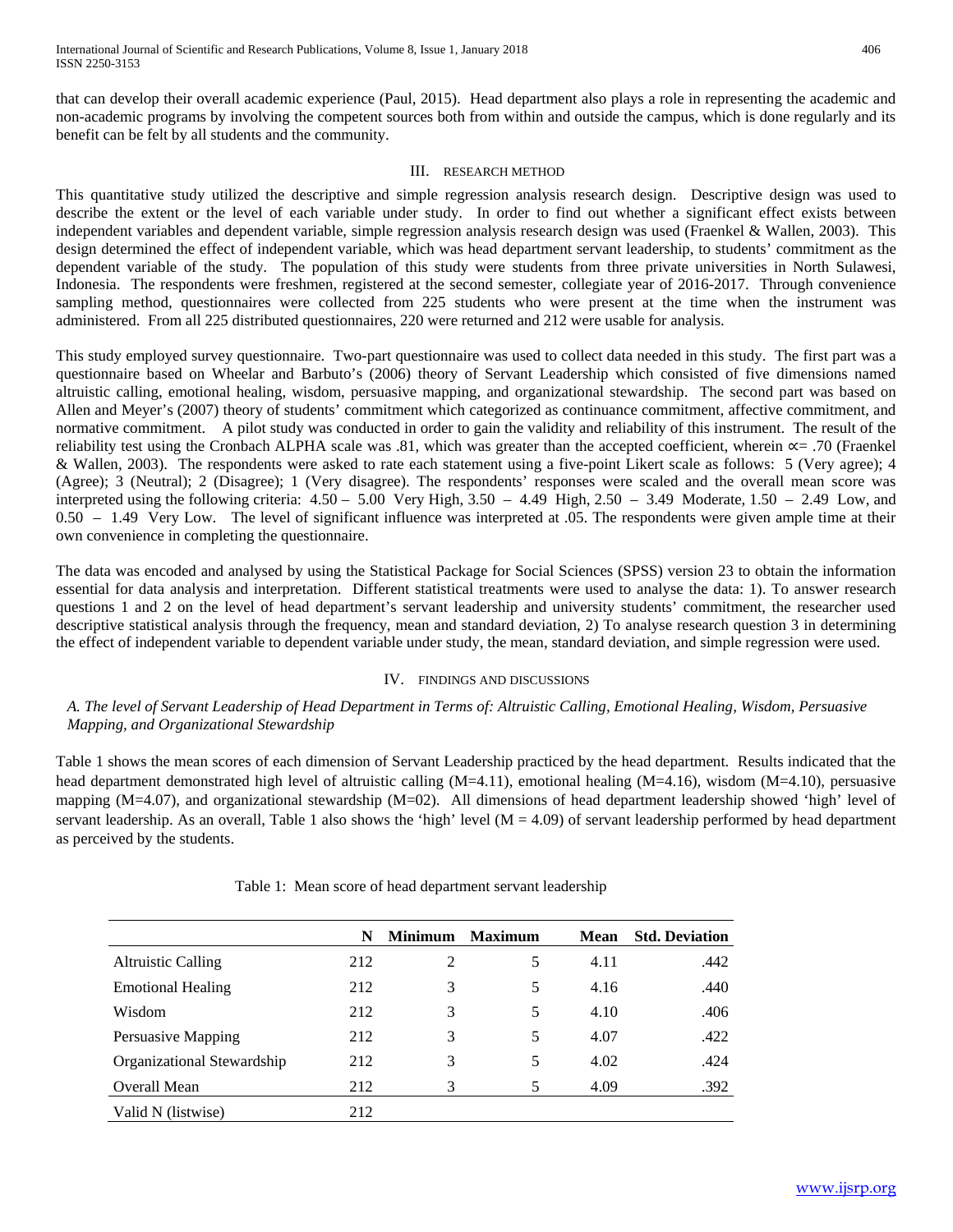that can develop their overall academic experience (Paul, 2015). Head department also plays a role in representing the academic and non-academic programs by involving the competent sources both from within and outside the campus, which is done regularly and its benefit can be felt by all students and the community.

## III. RESEARCH METHOD

This quantitative study utilized the descriptive and simple regression analysis research design. Descriptive design was used to describe the extent or the level of each variable under study. In order to find out whether a significant effect exists between independent variables and dependent variable, simple regression analysis research design was used (Fraenkel & Wallen, 2003). This design determined the effect of independent variable, which was head department servant leadership, to students' commitment as the dependent variable of the study. The population of this study were students from three private universities in North Sulawesi, Indonesia. The respondents were freshmen, registered at the second semester, collegiate year of 2016-2017. Through convenience sampling method, questionnaires were collected from 225 students who were present at the time when the instrument was administered. From all 225 distributed questionnaires, 220 were returned and 212 were usable for analysis.

This study employed survey questionnaire. Two-part questionnaire was used to collect data needed in this study. The first part was a questionnaire based on Wheelar and Barbuto's (2006) theory of Servant Leadership which consisted of five dimensions named altruistic calling, emotional healing, wisdom, persuasive mapping, and organizational stewardship. The second part was based on Allen and Meyer's (2007) theory of students' commitment which categorized as continuance commitment, affective commitment, and normative commitment. A pilot study was conducted in order to gain the validity and reliability of this instrument. The result of the reliability test using the Cronbach ALPHA scale was .81, which was greater than the accepted coefficient, wherein $\propto$= .70 (Fraenkel & Wallen, 2003). The respondents were asked to rate each statement using a five-point Likert scale as follows: 5 (Very agree); 4 (Agree); 3 (Neutral); 2 (Disagree); 1 (Very disagree). The respondents' responses were scaled and the overall mean score was interpreted using the following criteria: 4.50 – 5.00 Very High, 3.50 – 4.49 High, 2.50 – 3.49 Moderate, 1.50 – 2.49 Low, and 0.50 – 1.49 Very Low. The level of significant influence was interpreted at .05. The respondents were given ample time at their own convenience in completing the questionnaire.

The data was encoded and analysed by using the Statistical Package for Social Sciences (SPSS) version 23 to obtain the information essential for data analysis and interpretation. Different statistical treatments were used to analyse the data: 1). To answer research questions 1 and 2 on the level of head department's servant leadership and university students' commitment, the researcher used descriptive statistical analysis through the frequency, mean and standard deviation, 2) To analyse research question 3 in determining the effect of independent variable to dependent variable under study, the mean, standard deviation, and simple regression were used.

## IV. FINDINGS AND DISCUSSIONS

### *A. The level of Servant Leadership of Head Department in Terms of: Altruistic Calling, Emotional Healing, Wisdom, Persuasive Mapping, and Organizational Stewardship*

Table 1 shows the mean scores of each dimension of Servant Leadership practiced by the head department. Results indicated that the head department demonstrated high level of altruistic calling (M=4.11), emotional healing (M=4.16), wisdom (M=4.10), persuasive mapping (M=4.07), and organizational stewardship (M=02). All dimensions of head department leadership showed 'high' level of servant leadership. As an overall, Table 1 also shows the 'high' level (M = 4.09) of servant leadership performed by head department as perceived by the students.

Table 1: Mean score of head department servant leadership

| | N | Minimum | Maximum | Mean | Std. Deviation |
|---|---|---|---|---|---|
| Altruistic Calling | 212 | 2 | 5 | 4.11 | .442 |
| Emotional Healing | 212 | 3 | 5 | 4.16 | .440 |
| Wisdom | 212 | 3 | 5 | 4.10 | .406 |
| Persuasive Mapping | 212 | 3 | 5 | 4.07 | .422 |
| Organizational Stewardship | 212 | 3 | 5 | 4.02 | .424 |
| Overall Mean | 212 | 3 | 5 | 4.09 | .392 |
| Valid N (listwise) | 212 | | | | |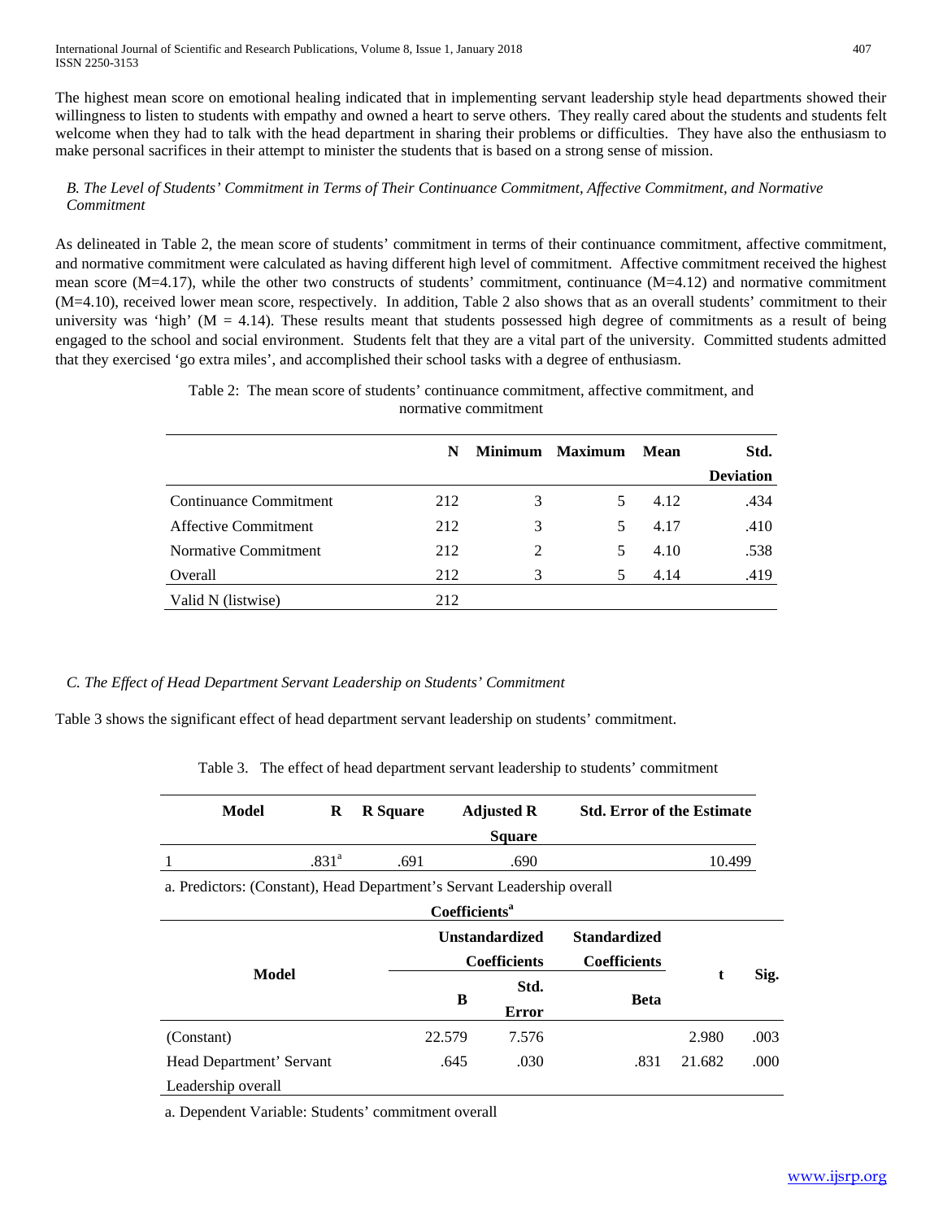The highest mean score on emotional healing indicated that in implementing servant leadership style head departments showed their willingness to listen to students with empathy and owned a heart to serve others. They really cared about the students and students felt welcome when they had to talk with the head department in sharing their problems or difficulties. They have also the enthusiasm to make personal sacrifices in their attempt to minister the students that is based on a strong sense of mission.

### *B. The Level of Students' Commitment in Terms of Their Continuance Commitment, Affective Commitment, and Normative Commitment*

As delineated in Table 2, the mean score of students' commitment in terms of their continuance commitment, affective commitment, and normative commitment were calculated as having different high level of commitment. Affective commitment received the highest mean score (M=4.17), while the other two constructs of students' commitment, continuance (M=4.12) and normative commitment (M=4.10), received lower mean score, respectively. In addition, Table 2 also shows that as an overall students' commitment to their university was 'high' (M = 4.14). These results meant that students possessed high degree of commitments as a result of being engaged to the school and social environment. Students felt that they are a vital part of the university. Committed students admitted that they exercised 'go extra miles', and accomplished their school tasks with a degree of enthusiasm.

Table 2: The mean score of students' continuance commitment, affective commitment, and normative commitment

| | N | Minimum | Maximum | Mean | Std. Deviation |
|---|---|---|---|---|---|
| Continuance Commitment | 212 | 3 | 5 | 4.12 | .434 |
| Affective Commitment | 212 | 3 | 5 | 4.17 | .410 |
| Normative Commitment | 212 | 2 | 5 | 4.10 | .538 |
| Overall | 212 | 3 | 5 | 4.14 | .419 |
| Valid N (listwise) | 212 | | | | |

### *C. The Effect of Head Department Servant Leadership on Students' Commitment*

Table 3 shows the significant effect of head department servant leadership on students' commitment.

Table 3. The effect of head department servant leadership to students' commitment

| Model | R | R Square | Adjusted R Square | Std. Error of the Estimate |
|---|---|---|---|---|
| 1 | .831[a] | .691 | .690 | 10.499 |

a. Predictors: (Constant), Head Department's Servant Leadership overall

**Coefficients[a]**

| Model | Unstandardized Coefficients | | Standardized Coefficients | t | Sig. |
|---|---|---|---|---|---|
| | B | Std. Error | Beta | | |
| (Constant) | 22.579 | 7.576 | | 2.980 | .003 |
| Head Department' Servant Leadership overall | .645 | .030 | .831 | 21.682 | .000 |

a. Dependent Variable: Students' commitment overall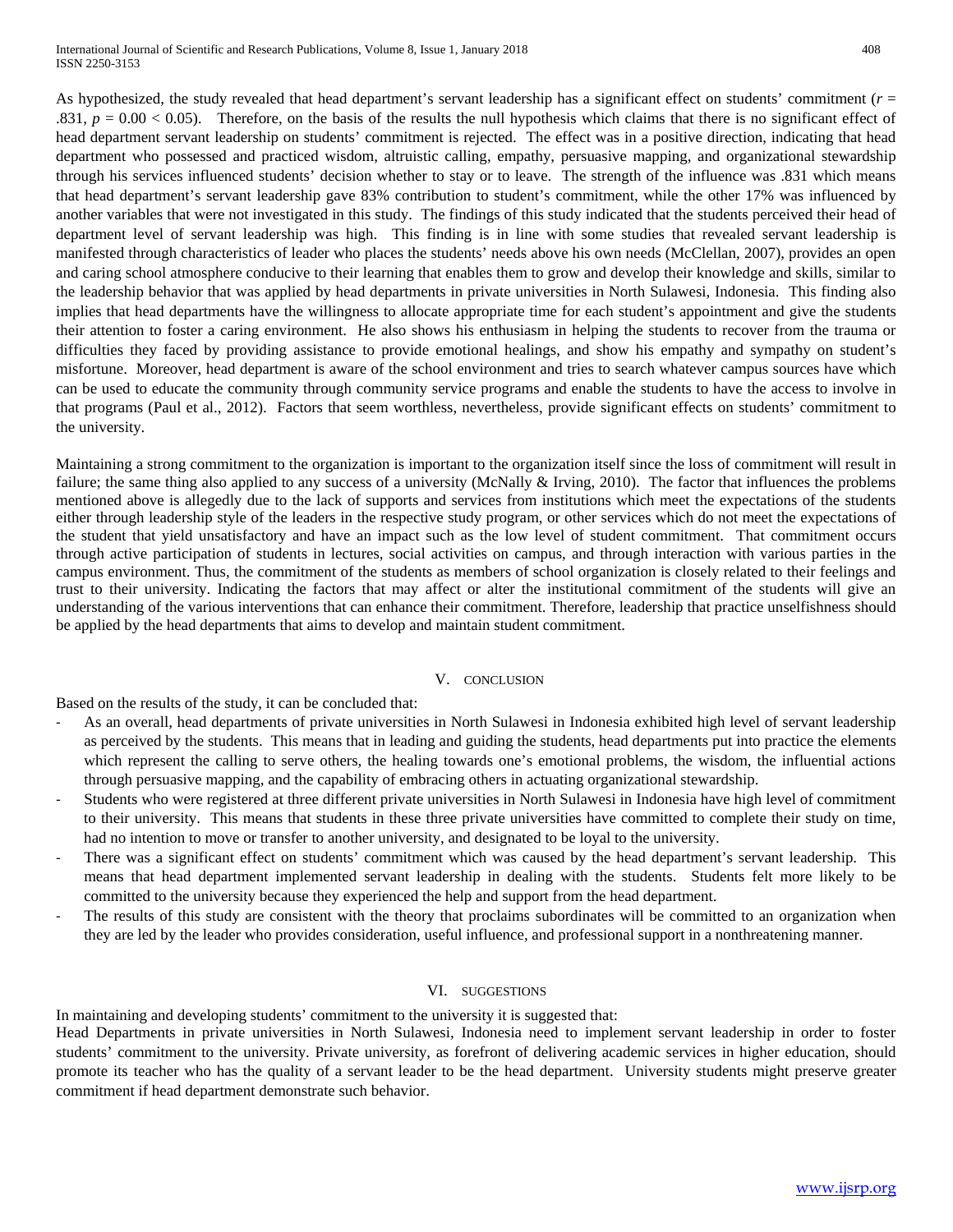As hypothesized, the study revealed that head department's servant leadership has a significant effect on students' commitment ($r$ = .831, $p = 0.00 < 0.05$). Therefore, on the basis of the results the null hypothesis which claims that there is no significant effect of head department servant leadership on students' commitment is rejected. The effect was in a positive direction, indicating that head department who possessed and practiced wisdom, altruistic calling, empathy, persuasive mapping, and organizational stewardship through his services influenced students' decision whether to stay or to leave. The strength of the influence was .831 which means that head department's servant leadership gave 83% contribution to student's commitment, while the other 17% was influenced by another variables that were not investigated in this study. The findings of this study indicated that the students perceived their head of department level of servant leadership was high. This finding is in line with some studies that revealed servant leadership is manifested through characteristics of leader who places the students' needs above his own needs (McClellan, 2007), provides an open and caring school atmosphere conducive to their learning that enables them to grow and develop their knowledge and skills, similar to the leadership behavior that was applied by head departments in private universities in North Sulawesi, Indonesia. This finding also implies that head departments have the willingness to allocate appropriate time for each student's appointment and give the students their attention to foster a caring environment. He also shows his enthusiasm in helping the students to recover from the trauma or difficulties they faced by providing assistance to provide emotional healings, and show his empathy and sympathy on student's misfortune. Moreover, head department is aware of the school environment and tries to search whatever campus sources have which can be used to educate the community through community service programs and enable the students to have the access to involve in that programs (Paul et al., 2012). Factors that seem worthless, nevertheless, provide significant effects on students' commitment to the university.

Maintaining a strong commitment to the organization is important to the organization itself since the loss of commitment will result in failure; the same thing also applied to any success of a university (McNally & Irving, 2010). The factor that influences the problems mentioned above is allegedly due to the lack of supports and services from institutions which meet the expectations of the students either through leadership style of the leaders in the respective study program, or other services which do not meet the expectations of the student that yield unsatisfactory and have an impact such as the low level of student commitment. That commitment occurs through active participation of students in lectures, social activities on campus, and through interaction with various parties in the campus environment. Thus, the commitment of the students as members of school organization is closely related to their feelings and trust to their university. Indicating the factors that may affect or alter the institutional commitment of the students will give an understanding of the various interventions that can enhance their commitment. Therefore, leadership that practice unselfishness should be applied by the head departments that aims to develop and maintain student commitment.

## V. Conclusion

Based on the results of the study, it can be concluded that:

- As an overall, head departments of private universities in North Sulawesi in Indonesia exhibited high level of servant leadership as perceived by the students. This means that in leading and guiding the students, head departments put into practice the elements which represent the calling to serve others, the healing towards one's emotional problems, the wisdom, the influential actions through persuasive mapping, and the capability of embracing others in actuating organizational stewardship.
- Students who were registered at three different private universities in North Sulawesi in Indonesia have high level of commitment to their university. This means that students in these three private universities have committed to complete their study on time, had no intention to move or transfer to another university, and designated to be loyal to the university.
- There was a significant effect on students' commitment which was caused by the head department's servant leadership. This means that head department implemented servant leadership in dealing with the students. Students felt more likely to be committed to the university because they experienced the help and support from the head department.
- The results of this study are consistent with the theory that proclaims subordinates will be committed to an organization when they are led by the leader who provides consideration, useful influence, and professional support in a nonthreatening manner.

## VI. Suggestions

In maintaining and developing students' commitment to the university it is suggested that:

Head Departments in private universities in North Sulawesi, Indonesia need to implement servant leadership in order to foster students' commitment to the university. Private university, as forefront of delivering academic services in higher education, should promote its teacher who has the quality of a servant leader to be the head department. University students might preserve greater commitment if head department demonstrate such behavior.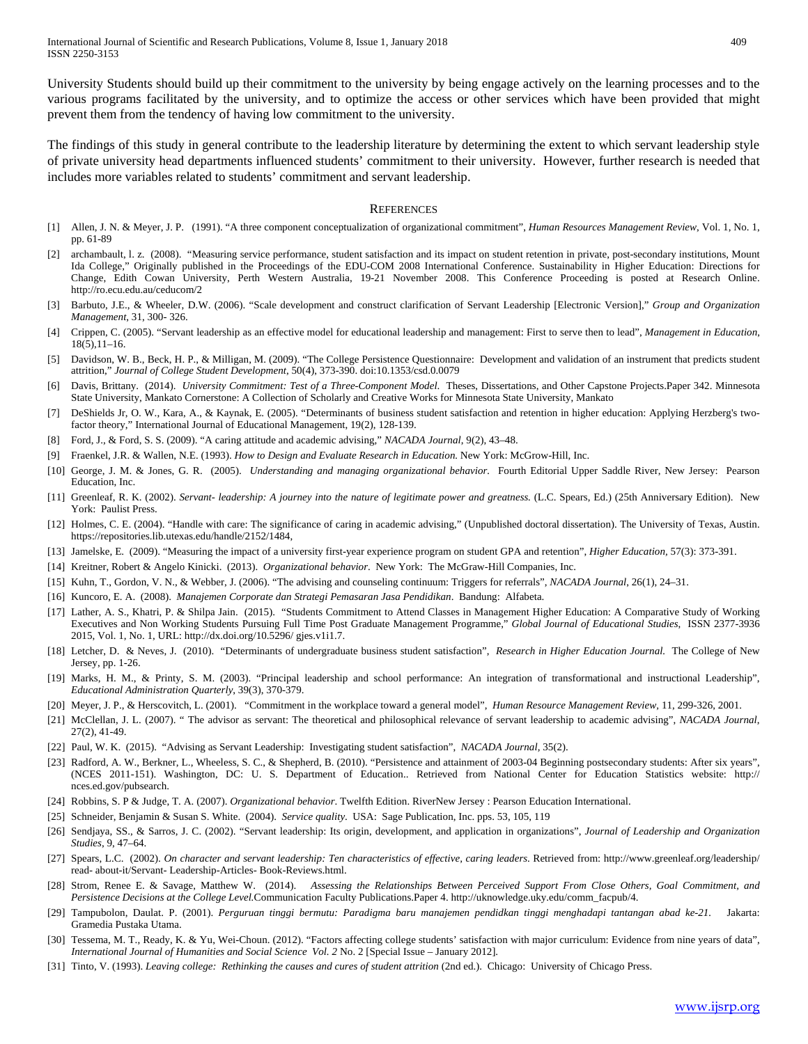University Students should build up their commitment to the university by being engage actively on the learning processes and to the various programs facilitated by the university, and to optimize the access or other services which have been provided that might prevent them from the tendency of having low commitment to the university.

The findings of this study in general contribute to the leadership literature by determining the extent to which servant leadership style of private university head departments influenced students' commitment to their university. However, further research is needed that includes more variables related to students' commitment and servant leadership.

## References

[1] Allen, J. N. & Meyer, J. P. (1991). "A three component conceptualization of organizational commitment", *Human Resources Management Review*, Vol. 1, No. 1, pp. 61-89

[2] archambault, l. z. (2008). "Measuring service performance, student satisfaction and its impact on student retention in private, post-secondary institutions, Mount Ida College," Originally published in the Proceedings of the EDU-COM 2008 International Conference. Sustainability in Higher Education: Directions for Change, Edith Cowan University, Perth Western Australia, 19-21 November 2008. This Conference Proceeding is posted at Research Online. http://ro.ecu.edu.au/ceducom/2

[3] Barbuto, J.E., & Wheeler, D.W. (2006). "Scale development and construct clarification of Servant Leadership [Electronic Version]," *Group and Organization Management*, 31, 300- 326.

[4] Crippen, C. (2005). "Servant leadership as an effective model for educational leadership and management: First to serve then to lead", *Management in Education*, 18(5),11–16.

[5] Davidson, W. B., Beck, H. P., & Milligan, M. (2009). "The College Persistence Questionnaire: Development and validation of an instrument that predicts student attrition," *Journal of College Student Development*, 50(4), 373-390. doi:10.1353/csd.0.0079

[6] Davis, Brittany. (2014). *University Commitment: Test of a Three-Component Model.* Theses, Dissertations, and Other Capstone Projects.Paper 342. Minnesota State University, Mankato Cornerstone: A Collection of Scholarly and Creative Works for Minnesota State University, Mankato

[7] DeShields Jr, O. W., Kara, A., & Kaynak, E. (2005). "Determinants of business student satisfaction and retention in higher education: Applying Herzberg's two-factor theory," International Journal of Educational Management, 19(2), 128-139.

[8] Ford, J., & Ford, S. S. (2009). "A caring attitude and academic advising," *NACADA Journal*, 9(2), 43–48.

[9] Fraenkel, J.R. & Wallen, N.E. (1993). *How to Design and Evaluate Research in Education.* New York: McGrow-Hill, Inc.

[10] George, J. M. & Jones, G. R. (2005). *Understanding and managing organizational behavior.* Fourth Editorial Upper Saddle River, New Jersey: Pearson Education, Inc.

[11] Greenleaf, R. K. (2002). *Servant- leadership: A journey into the nature of legitimate power and greatness.* (L.C. Spears, Ed.) (25th Anniversary Edition). New York: Paulist Press.

[12] Holmes, C. E. (2004). "Handle with care: The significance of caring in academic advising," (Unpublished doctoral dissertation). The University of Texas, Austin. https://repositories.lib.utexas.edu/handle/2152/1484,

[13] Jamelske, E. (2009). "Measuring the impact of a university first-year experience program on student GPA and retention", *Higher Education*, 57(3): 373-391.

[14] Kreitner, Robert & Angelo Kinicki. (2013). *Organizational behavior*. New York: The McGraw-Hill Companies, Inc.

[15] Kuhn, T., Gordon, V. N., & Webber, J. (2006). "The advising and counseling continuum: Triggers for referrals", *NACADA Journal*, 26(1), 24–31.

[16] Kuncoro, E. A. (2008). *Manajemen Corporate dan Strategi Pemasaran Jasa Pendidikan*. Bandung: Alfabeta.

[17] Lather, A. S., Khatri, P. & Shilpa Jain. (2015). "Students Commitment to Attend Classes in Management Higher Education: A Comparative Study of Working Executives and Non Working Students Pursuing Full Time Post Graduate Management Programme," *Global Journal of Educational Studies*, ISSN 2377-3936 2015, Vol. 1, No. 1, URL: http://dx.doi.org/10.5296/ gjes.v1i1.7.

[18] Letcher, D. & Neves, J. (2010). "Determinants of undergraduate business student satisfaction", *Research in Higher Education Journal.* The College of New Jersey, pp. 1-26.

[19] Marks, H. M., & Printy, S. M. (2003). "Principal leadership and school performance: An integration of transformational and instructional Leadership", *Educational Administration Quarterly*, 39(3), 370-379.

[20] Meyer, J. P., & Herscovitch, L. (2001). "Commitment in the workplace toward a general model", *Human Resource Management Review*, 11, 299-326, 2001.

[21] McClellan, J. L. (2007). " The advisor as servant: The theoretical and philosophical relevance of servant leadership to academic advising", *NACADA Journal*, 27(2), 41-49.

[22] Paul, W. K. (2015). "Advising as Servant Leadership: Investigating student satisfaction", *NACADA Journal*, 35(2).

[23] Radford, A. W., Berkner, L., Wheeless, S. C., & Shepherd, B. (2010). "Persistence and attainment of 2003-04 Beginning postsecondary students: After six years", (NCES 2011-151). Washington, DC: U. S. Department of Education.. Retrieved from National Center for Education Statistics website: http:// nces.ed.gov/pubsearch.

[24] Robbins, S. P & Judge, T. A. (2007). *Organizational behavior*. Twelfth Edition. RiverNew Jersey : Pearson Education International.

[25] Schneider, Benjamin & Susan S. White. (2004). *Service quality*. USA: Sage Publication, Inc. pps. 53, 105, 119

[26] Sendjaya, SS., & Sarros, J. C. (2002). "Servant leadership: Its origin, development, and application in organizations", *Journal of Leadership and Organization Studies*, 9, 47–64.

[27] Spears, L.C. (2002). *On character and servant leadership: Ten characteristics of effective, caring leaders*. Retrieved from: http://www.greenleaf.org/leadership/ read- about-it/Servant- Leadership-Articles- Book-Reviews.html.

[28] Strom, Renee E. & Savage, Matthew W. (2014). *Assessing the Relationships Between Perceived Support From Close Others, Goal Commitment, and Persistence Decisions at the College Level.*Communication Faculty Publications.Paper 4. http://uknowledge.uky.edu/comm_facpub/4.

[29] Tampubolon, Daulat. P. (2001). *Perguruan tinggi bermutu: Paradigma baru manajemen pendidkan tinggi menghadapi tantangan abad ke-21.* Jakarta: Gramedia Pustaka Utama.

[30] Tessema, M. T., Ready, K. & Yu, Wei-Choun. (2012). "Factors affecting college students' satisfaction with major curriculum: Evidence from nine years of data", *International Journal of Humanities and Social Science Vol. 2* No. 2 [Special Issue – January 2012].

[31] Tinto, V. (1993). *Leaving college: Rethinking the causes and cures of student attrition* (2nd ed.). Chicago: University of Chicago Press.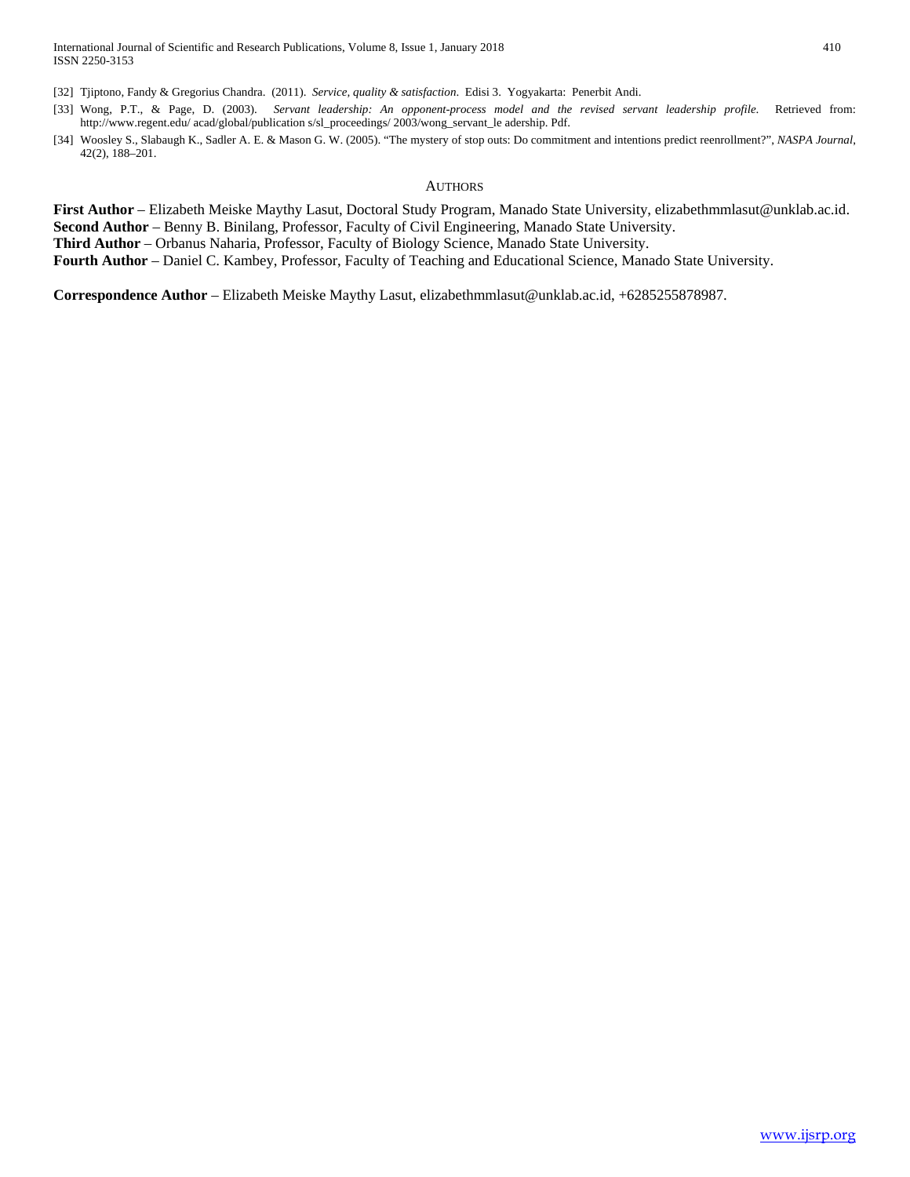[32] Tjiptono, Fandy & Gregorius Chandra. (2011). *Service, quality & satisfaction*. Edisi 3. Yogyakarta: Penerbit Andi.

[33] Wong, P.T., & Page, D. (2003). *Servant leadership: An opponent-process model and the revised servant leadership profile.* Retrieved from: http://www.regent.edu/ acad/global/publication s/sl_proceedings/ 2003/wong_servant_le adership. Pdf.

[34] Woosley S., Slabaugh K., Sadler A. E. & Mason G. W. (2005). "The mystery of stop outs: Do commitment and intentions predict reenrollment?", *NASPA Journal*, 42(2), 188–201.

## AUTHORS

**First Author** – Elizabeth Meiske Maythy Lasut, Doctoral Study Program, Manado State University, elizabethmmlasut@unklab.ac.id.
**Second Author** – Benny B. Binilang, Professor, Faculty of Civil Engineering, Manado State University.
**Third Author** – Orbanus Naharia, Professor, Faculty of Biology Science, Manado State University.
**Fourth Author** – Daniel C. Kambey, Professor, Faculty of Teaching and Educational Science, Manado State University.

**Correspondence Author** – Elizabeth Meiske Maythy Lasut, elizabethmmlasut@unklab.ac.id, +6285255878987.